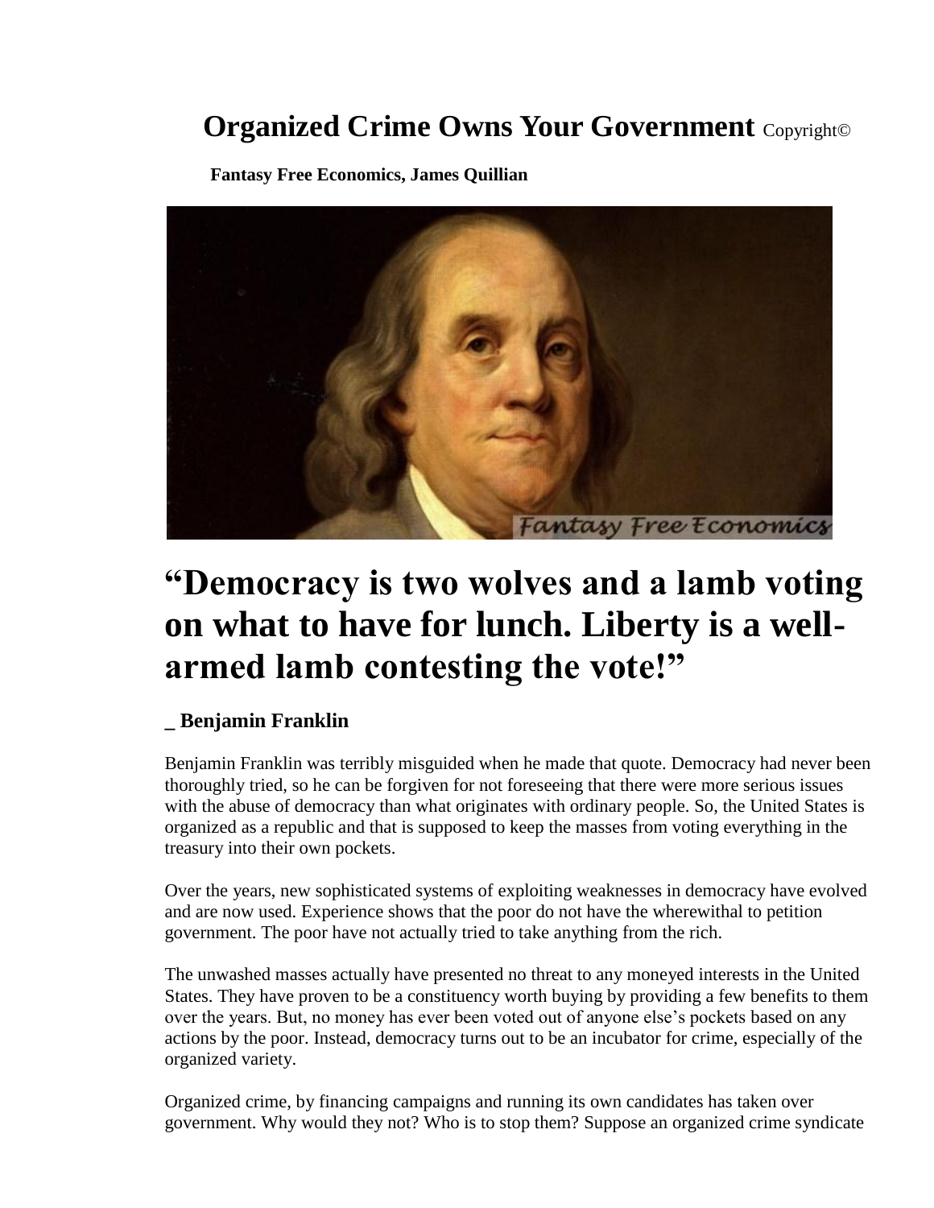# Organized Crime Owns Your Government Copyright©

**Fantasy Free Economics, James Quillian**

## "Democracy is two wolves and a lamb voting on what to have for lunch. Liberty is a well-armed lamb contesting the vote!"

**_ Benjamin Franklin**

Benjamin Franklin was terribly misguided when he made that quote. Democracy had never been thoroughly tried, so he can be forgiven for not foreseeing that there were more serious issues with the abuse of democracy than what originates with ordinary people. So, the United States is organized as a republic and that is supposed to keep the masses from voting everything in the treasury into their own pockets.

Over the years, new sophisticated systems of exploiting weaknesses in democracy have evolved and are now used. Experience shows that the poor do not have the wherewithal to petition government. The poor have not actually tried to take anything from the rich.

The unwashed masses actually have presented no threat to any moneyed interests in the United States. They have proven to be a constituency worth buying by providing a few benefits to them over the years. But, no money has ever been voted out of anyone else's pockets based on any actions by the poor. Instead, democracy turns out to be an incubator for crime, especially of the organized variety.

Organized crime, by financing campaigns and running its own candidates has taken over government. Why would they not? Who is to stop them? Suppose an organized crime syndicate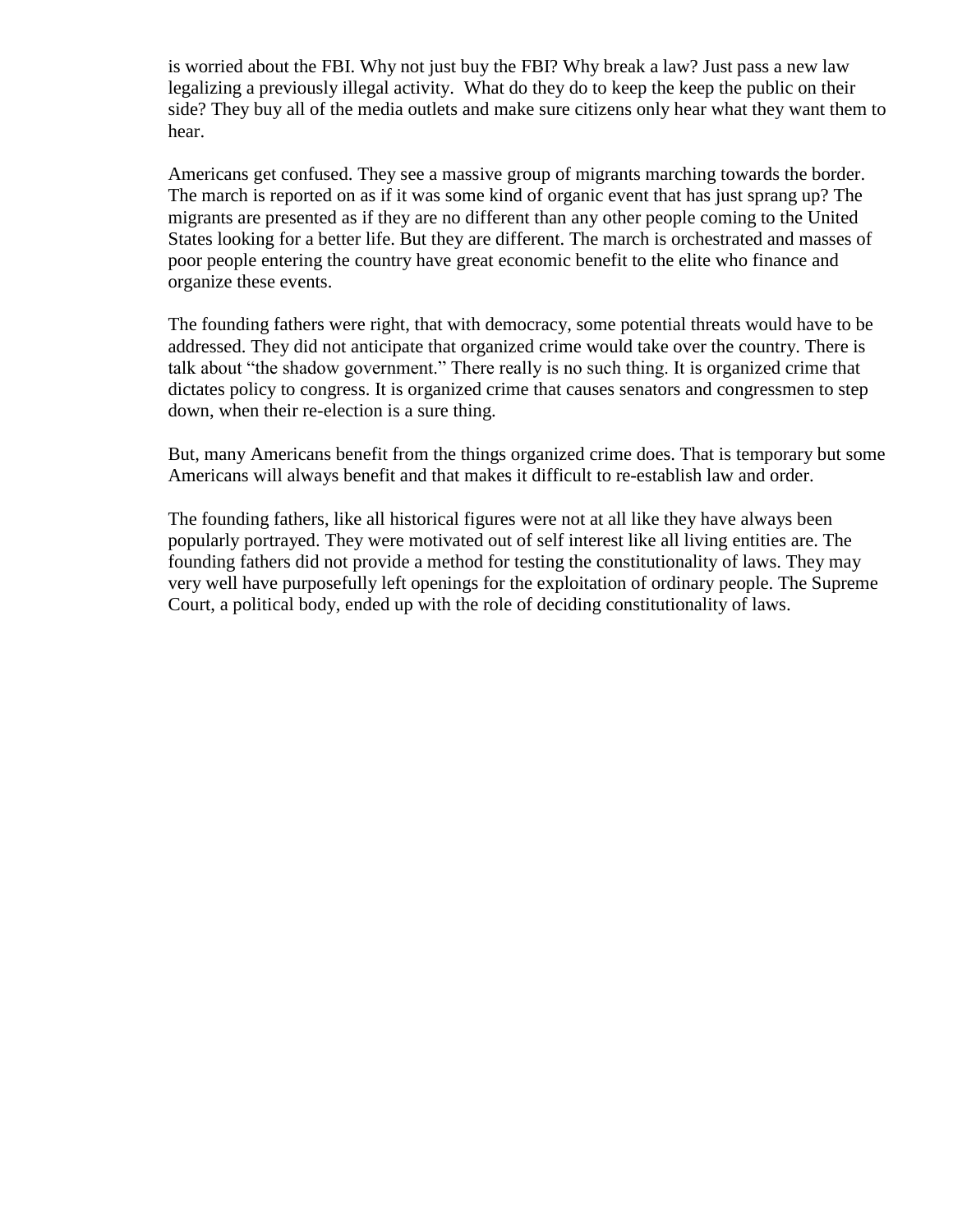is worried about the FBI. Why not just buy the FBI? Why break a law? Just pass a new law legalizing a previously illegal activity. What do they do to keep the keep the public on their side? They buy all of the media outlets and make sure citizens only hear what they want them to hear.

Americans get confused. They see a massive group of migrants marching towards the border. The march is reported on as if it was some kind of organic event that has just sprang up? The migrants are presented as if they are no different than any other people coming to the United States looking for a better life. But they are different. The march is orchestrated and masses of poor people entering the country have great economic benefit to the elite who finance and organize these events.

The founding fathers were right, that with democracy, some potential threats would have to be addressed. They did not anticipate that organized crime would take over the country. There is talk about "the shadow government." There really is no such thing. It is organized crime that dictates policy to congress. It is organized crime that causes senators and congressmen to step down, when their re-election is a sure thing.

But, many Americans benefit from the things organized crime does. That is temporary but some Americans will always benefit and that makes it difficult to re-establish law and order.

The founding fathers, like all historical figures were not at all like they have always been popularly portrayed. They were motivated out of self interest like all living entities are. The founding fathers did not provide a method for testing the constitutionality of laws. They may very well have purposefully left openings for the exploitation of ordinary people. The Supreme Court, a political body, ended up with the role of deciding constitutionality of laws.